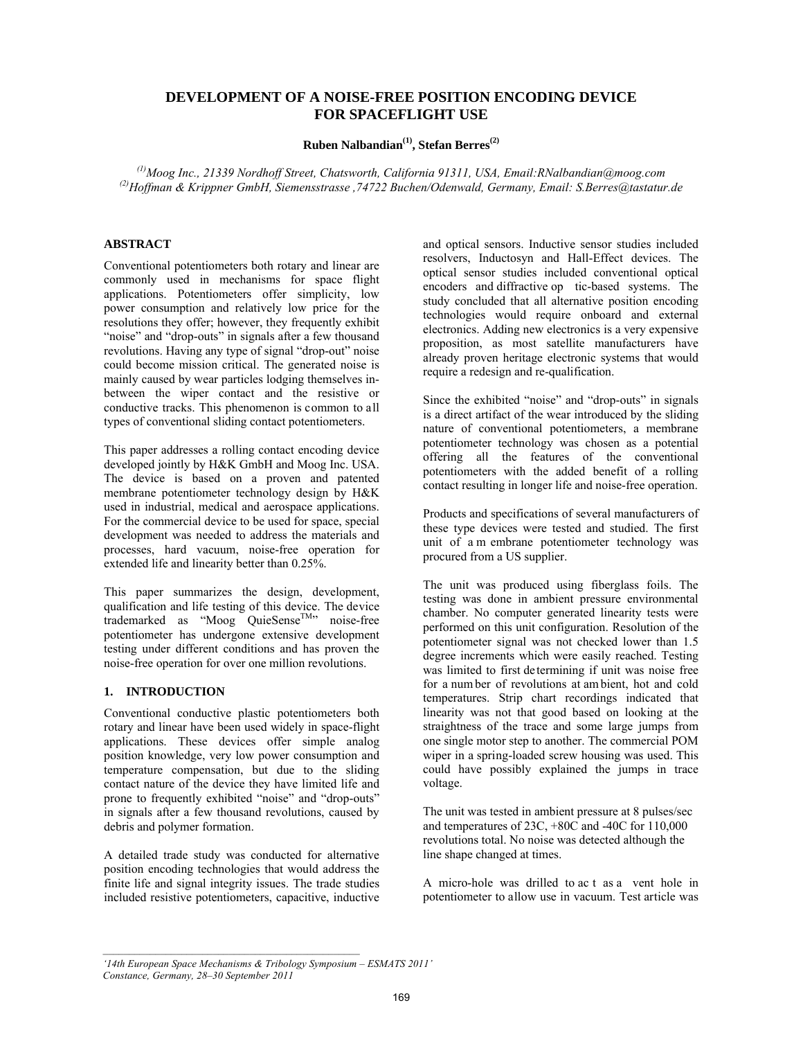# DEVELOPMENT OF A NOISE-FREE POSITION ENCODING DEVICE FOR SPACEFLIGHT USE

**Ruben Nalbandian[(1)], Stefan Berres[(2)]**

*[(1)]Moog Inc., 21339 Nordhoff Street, Chatsworth, California 91311, USA, Email:RNalbandian@moog.com*
*[(2)]Hoffman & Krippner GmbH, Siemensstrasse ,74722 Buchen/Odenwald, Germany, Email: S.Berres@tastatur.de*

## ABSTRACT

Conventional potentiometers both rotary and linear are commonly used in mechanisms for space flight applications. Potentiometers offer simplicity, low power consumption and relatively low price for the resolutions they offer; however, they frequently exhibit "noise" and "drop-outs" in signals after a few thousand revolutions. Having any type of signal "drop-out" noise could become mission critical. The generated noise is mainly caused by wear particles lodging themselves in-between the wiper contact and the resistive or conductive tracks. This phenomenon is common to all types of conventional sliding contact potentiometers.

This paper addresses a rolling contact encoding device developed jointly by H&K GmbH and Moog Inc. USA. The device is based on a proven and patented membrane potentiometer technology design by H&K used in industrial, medical and aerospace applications. For the commercial device to be used for space, special development was needed to address the materials and processes, hard vacuum, noise-free operation for extended life and linearity better than 0.25%.

This paper summarizes the design, development, qualification and life testing of this device. The device trademarked as "Moog QuieSense™" noise-free potentiometer has undergone extensive development testing under different conditions and has proven the noise-free operation for over one million revolutions.

## 1. INTRODUCTION

Conventional conductive plastic potentiometers both rotary and linear have been used widely in space-flight applications. These devices offer simple analog position knowledge, very low power consumption and temperature compensation, but due to the sliding contact nature of the device they have limited life and prone to frequently exhibited "noise" and "drop-outs" in signals after a few thousand revolutions, caused by debris and polymer formation.

A detailed trade study was conducted for alternative position encoding technologies that would address the finite life and signal integrity issues. The trade studies included resistive potentiometers, capacitive, inductive and optical sensors. Inductive sensor studies included resolvers, Inductosyn and Hall-Effect devices. The optical sensor studies included conventional optical encoders and diffractive optic-based systems. The study concluded that all alternative position encoding technologies would require onboard and external electronics. Adding new electronics is a very expensive proposition, as most satellite manufacturers have already proven heritage electronic systems that would require a redesign and re-qualification.

Since the exhibited "noise" and "drop-outs" in signals is a direct artifact of the wear introduced by the sliding nature of conventional potentiometers, a membrane potentiometer technology was chosen as a potential offering all the features of the conventional potentiometers with the added benefit of a rolling contact resulting in longer life and noise-free operation.

Products and specifications of several manufacturers of these type devices were tested and studied. The first unit of a membrane potentiometer technology was procured from a US supplier.

The unit was produced using fiberglass foils. The testing was done in ambient pressure environmental chamber. No computer generated linearity tests were performed on this unit configuration. Resolution of the potentiometer signal was not checked lower than 1.5 degree increments which were easily reached. Testing was limited to first determining if unit was noise free for a number of revolutions at ambient, hot and cold temperatures. Strip chart recordings indicated that linearity was not that good based on looking at the straightness of the trace and some large jumps from one single motor step to another. The commercial POM wiper in a spring-loaded screw housing was used. This could have possibly explained the jumps in trace voltage.

The unit was tested in ambient pressure at 8 pulses/sec and temperatures of 23C, +80C and -40C for 110,000 revolutions total. No noise was detected although the line shape changed at times.

A micro-hole was drilled to act as a vent hole in potentiometer to allow use in vacuum. Test article was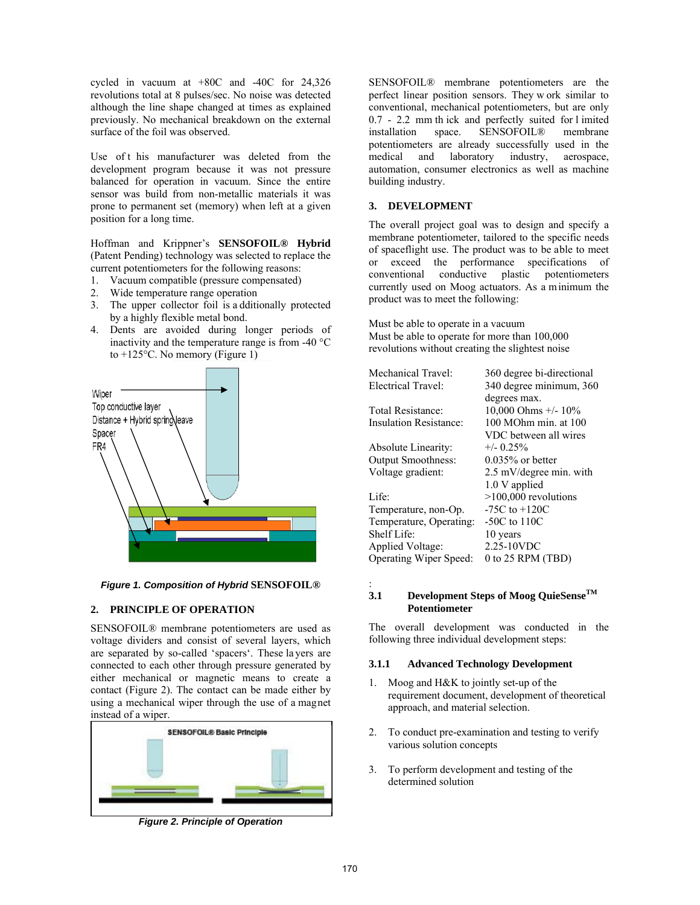cycled in vacuum at +80C and -40C for 24,326 revolutions total at 8 pulses/sec. No noise was detected although the line shape changed at times as explained previously. No mechanical breakdown on the external surface of the foil was observed.

Use of this manufacturer was deleted from the development program because it was not pressure balanced for operation in vacuum. Since the entire sensor was build from non-metallic materials it was prone to permanent set (memory) when left at a given position for a long time.

Hoffman and Krippner's **SENSOFOIL® Hybrid** (Patent Pending) technology was selected to replace the current potentiometers for the following reasons:

1. Vacuum compatible (pressure compensated)
2. Wide temperature range operation
3. The upper collector foil is additionally protected by a highly flexible metal bond.
4. Dents are avoided during longer periods of inactivity and the temperature range is from -40 °C to +125°C. No memory (Figure 1)

***Figure 1. Composition of Hybrid* SENSOFOIL®**

## 2. PRINCIPLE OF OPERATION

SENSOFOIL® membrane potentiometers are used as voltage dividers and consist of several layers, which are separated by so-called 'spacers'. These layers are connected to each other through pressure generated by either mechanical or magnetic means to create a contact (Figure 2). The contact can be made either by using a mechanical wiper through the use of a magnet instead of a wiper.

***Figure 2. Principle of Operation***

SENSOFOIL® membrane potentiometers are the perfect linear position sensors. They work similar to conventional, mechanical potentiometers, but are only 0.7 - 2.2 mm thick and perfectly suited for limited installation space. SENSOFOIL® membrane potentiometers are already successfully used in the medical and laboratory industry, aerospace, automation, consumer electronics as well as machine building industry.

## 3. DEVELOPMENT

The overall project goal was to design and specify a membrane potentiometer, tailored to the specific needs of spaceflight use. The product was to be able to meet or exceed the performance specifications of conventional conductive plastic potentiometers currently used on Moog actuators. As a minimum the product was to meet the following:

Must be able to operate in a vacuum
Must be able to operate for more than 100,000 revolutions without creating the slightest noise

| | |
|---|---|
| Mechanical Travel: | 360 degree bi-directional |
| Electrical Travel: | 340 degree minimum, 360 degrees max. |
| Total Resistance: | 10,000 Ohms +/- 10% |
| Insulation Resistance: | 100 MOhm min. at 100 VDC between all wires |
| Absolute Linearity: | +/- 0.25% |
| Output Smoothness: | 0.035% or better |
| Voltage gradient: | 2.5 mV/degree min. with 1.0 V applied |
| Life: | >100,000 revolutions |
| Temperature, non-Op. | -75C to +120C |
| Temperature, Operating: | -50C to 110C |
| Shelf Life: | 10 years |
| Applied Voltage: | 2.25-10VDC |
| Operating Wiper Speed: | 0 to 25 RPM (TBD) |

### 3.1 Development Steps of Moog QuieSense™ Potentiometer

The overall development was conducted in the following three individual development steps:

#### 3.1.1 Advanced Technology Development

1. Moog and H&K to jointly set-up of the requirement document, development of theoretical approach, and material selection.

2. To conduct pre-examination and testing to verify various solution concepts

3. To perform development and testing of the determined solution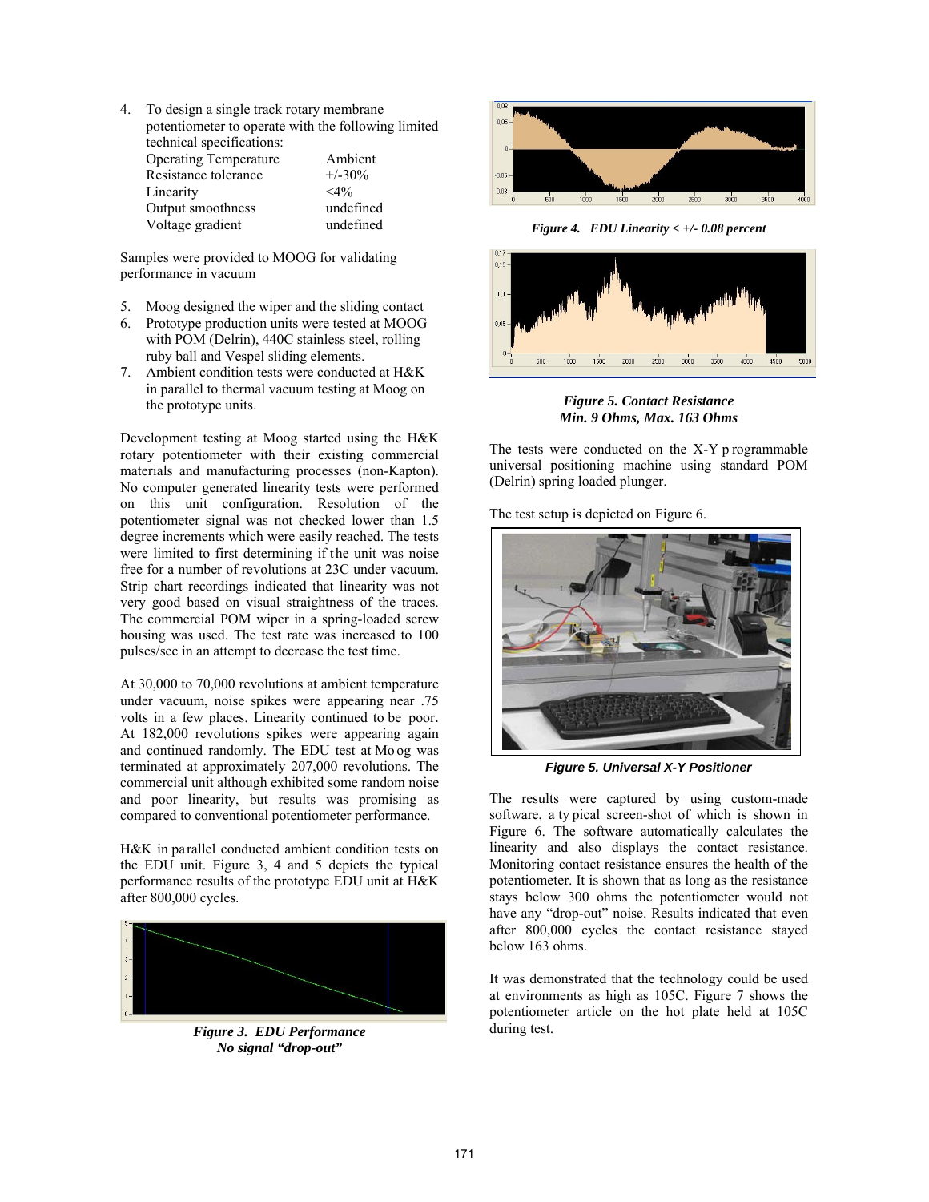4. To design a single track rotary membrane potentiometer to operate with the following limited technical specifications:

| | |
|---|---|
| Operating Temperature | Ambient |
| Resistance tolerance | +/-30% |
| Linearity | <4% |
| Output smoothness | undefined |
| Voltage gradient | undefined |

Samples were provided to MOOG for validating performance in vacuum

5. Moog designed the wiper and the sliding contact
6. Prototype production units were tested at MOOG with POM (Delrin), 440C stainless steel, rolling ruby ball and Vespel sliding elements.
7. Ambient condition tests were conducted at H&K in parallel to thermal vacuum testing at Moog on the prototype units.

Development testing at Moog started using the H&K rotary potentiometer with their existing commercial materials and manufacturing processes (non-Kapton). No computer generated linearity tests were performed on this unit configuration. Resolution of the potentiometer signal was not checked lower than 1.5 degree increments which were easily reached. The tests were limited to first determining if the unit was noise free for a number of revolutions at 23C under vacuum. Strip chart recordings indicated that linearity was not very good based on visual straightness of the traces. The commercial POM wiper in a spring-loaded screw housing was used. The test rate was increased to 100 pulses/sec in an attempt to decrease the test time.

At 30,000 to 70,000 revolutions at ambient temperature under vacuum, noise spikes were appearing near .75 volts in a few places. Linearity continued to be poor. At 182,000 revolutions spikes were appearing again and continued randomly. The EDU test at Moog was terminated at approximately 207,000 revolutions. The commercial unit although exhibited some random noise and poor linearity, but results was promising as compared to conventional potentiometer performance.

H&K in parallel conducted ambient condition tests on the EDU unit. Figure 3, 4 and 5 depicts the typical performance results of the prototype EDU unit at H&K after 800,000 cycles.

***Figure 3. EDU Performance No signal "drop-out"***

***Figure 4. EDU Linearity < +/- 0.08 percent***

***Figure 5. Contact Resistance Min. 9 Ohms, Max. 163 Ohms***

The tests were conducted on the X-Y programmable universal positioning machine using standard POM (Delrin) spring loaded plunger.

The test setup is depicted on Figure 6.

***Figure 5. Universal X-Y Positioner***

The results were captured by using custom-made software, a typical screen-shot of which is shown in Figure 6. The software automatically calculates the linearity and also displays the contact resistance. Monitoring contact resistance ensures the health of the potentiometer. It is shown that as long as the resistance stays below 300 ohms the potentiometer would not have any "drop-out" noise. Results indicated that even after 800,000 cycles the contact resistance stayed below 163 ohms.

It was demonstrated that the technology could be used at environments as high as 105C. Figure 7 shows the potentiometer article on the hot plate held at 105C during test.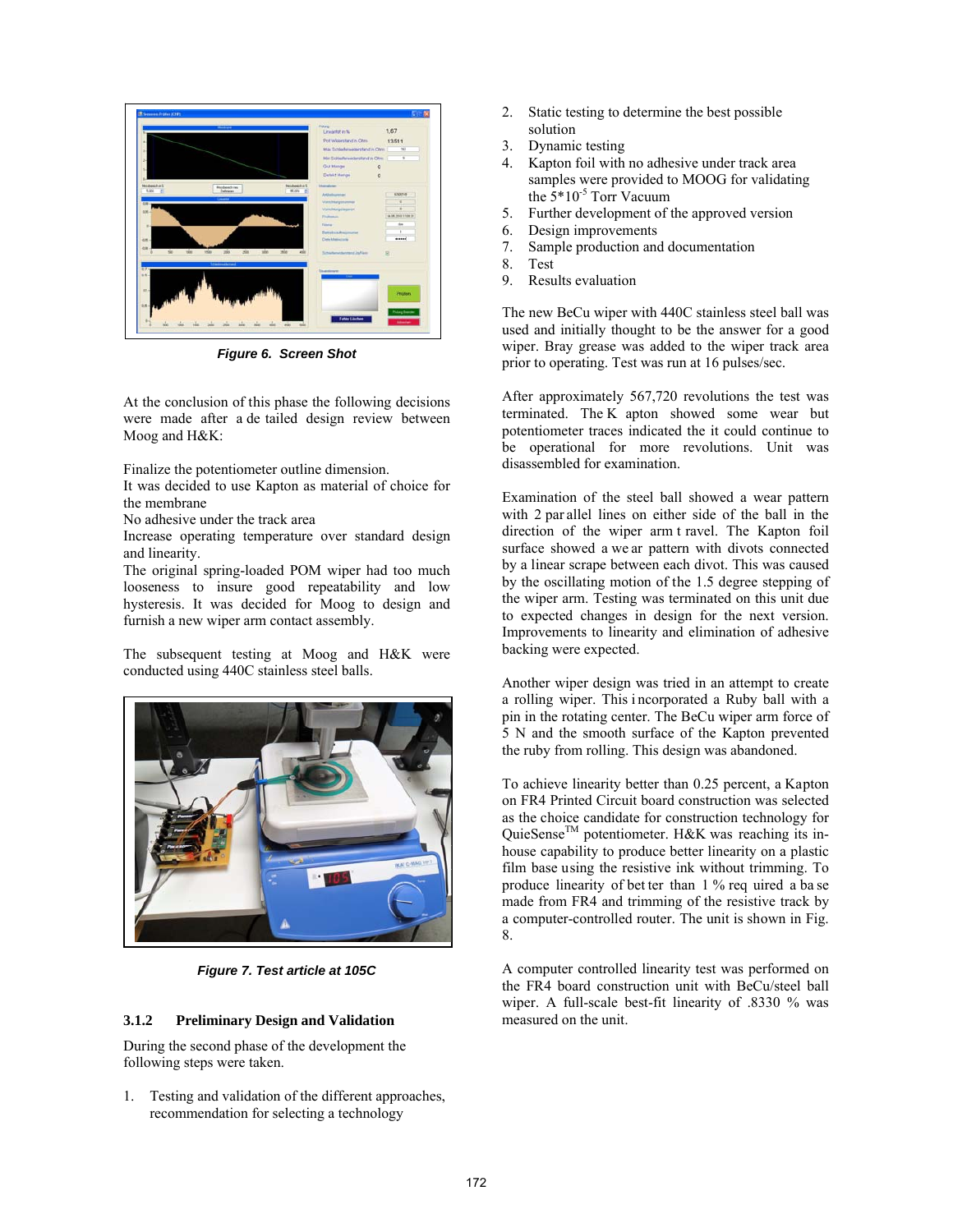*Figure 6. Screen Shot*

At the conclusion of this phase the following decisions were made after a detailed design review between Moog and H&K:

Finalize the potentiometer outline dimension.
It was decided to use Kapton as material of choice for the membrane
No adhesive under the track area
Increase operating temperature over standard design and linearity.
The original spring-loaded POM wiper had too much looseness to insure good repeatability and low hysteresis. It was decided for Moog to design and furnish a new wiper arm contact assembly.

The subsequent testing at Moog and H&K were conducted using 440C stainless steel balls.

*Figure 7. Test article at 105C*

### 3.1.2 Preliminary Design and Validation

During the second phase of the development the following steps were taken.

1. Testing and validation of the different approaches, recommendation for selecting a technology
2. Static testing to determine the best possible solution
3. Dynamic testing
4. Kapton foil with no adhesive under track area samples were provided to MOOG for validating the $5*10^{-5}$ Torr Vacuum
5. Further development of the approved version
6. Design improvements
7. Sample production and documentation
8. Test
9. Results evaluation

The new BeCu wiper with 440C stainless steel ball was used and initially thought to be the answer for a good wiper. Bray grease was added to the wiper track area prior to operating. Test was run at 16 pulses/sec.

After approximately 567,720 revolutions the test was terminated. The Kapton showed some wear but potentiometer traces indicated the it could continue to be operational for more revolutions. Unit was disassembled for examination.

Examination of the steel ball showed a wear pattern with 2 parallel lines on either side of the ball in the direction of the wiper arm travel. The Kapton foil surface showed a wear pattern with divots connected by a linear scrape between each divot. This was caused by the oscillating motion of the 1.5 degree stepping of the wiper arm. Testing was terminated on this unit due to expected changes in design for the next version. Improvements to linearity and elimination of adhesive backing were expected.

Another wiper design was tried in an attempt to create a rolling wiper. This incorporated a Ruby ball with a pin in the rotating center. The BeCu wiper arm force of 5 N and the smooth surface of the Kapton prevented the ruby from rolling. This design was abandoned.

To achieve linearity better than 0.25 percent, a Kapton on FR4 Printed Circuit board construction was selected as the choice candidate for construction technology for QuieSense™ potentiometer. H&K was reaching its in-house capability to produce better linearity on a plastic film base using the resistive ink without trimming. To produce linearity of better than 1 % required a base made from FR4 and trimming of the resistive track by a computer-controlled router. The unit is shown in Fig. 8.

A computer controlled linearity test was performed on the FR4 board construction unit with BeCu/steel ball wiper. A full-scale best-fit linearity of .8330 % was measured on the unit.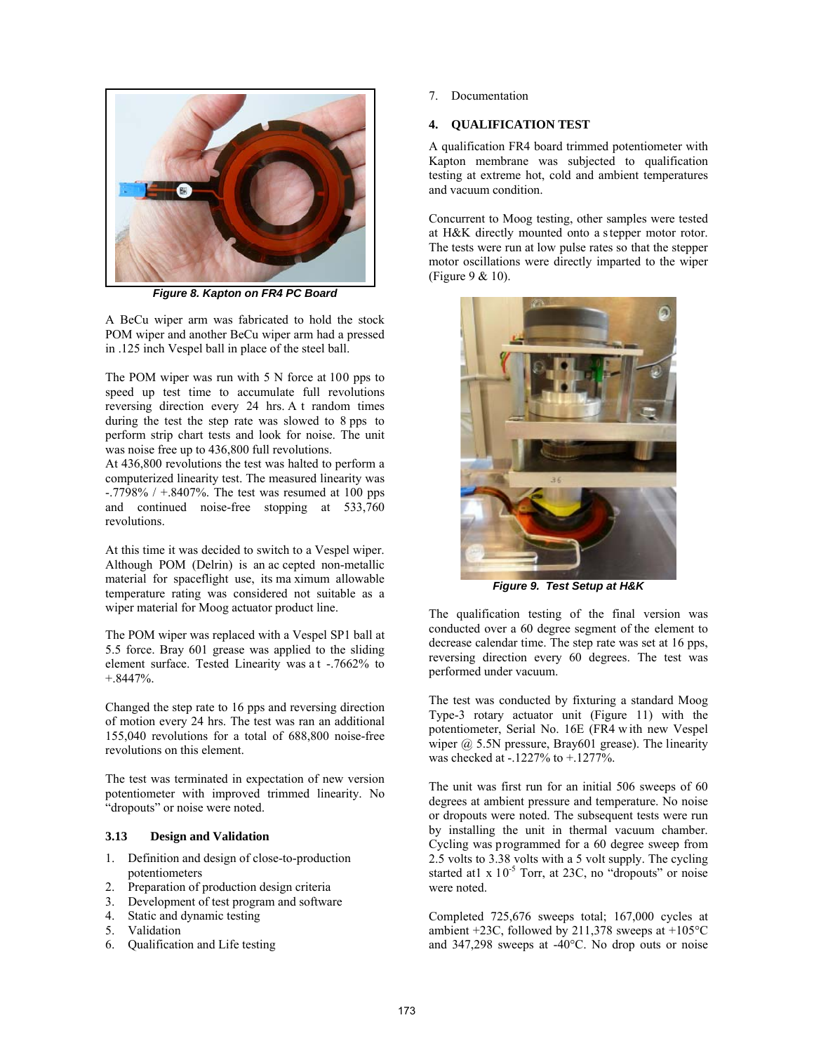*Figure 8. Kapton on FR4 PC Board*

A BeCu wiper arm was fabricated to hold the stock POM wiper and another BeCu wiper arm had a pressed in .125 inch Vespel ball in place of the steel ball.

The POM wiper was run with 5 N force at 100 pps to speed up test time to accumulate full revolutions reversing direction every 24 hrs. At random times during the test the step rate was slowed to 8 pps to perform strip chart tests and look for noise. The unit was noise free up to 436,800 full revolutions.
At 436,800 revolutions the test was halted to perform a computerized linearity test. The measured linearity was -.7798% / +.8407%. The test was resumed at 100 pps and continued noise-free stopping at 533,760 revolutions.

At this time it was decided to switch to a Vespel wiper. Although POM (Delrin) is an accepted non-metallic material for spaceflight use, its maximum allowable temperature rating was considered not suitable as a wiper material for Moog actuator product line.

The POM wiper was replaced with a Vespel SP1 ball at 5.5 force. Bray 601 grease was applied to the sliding element surface. Tested Linearity was at -.7662% to +.8447%.

Changed the step rate to 16 pps and reversing direction of motion every 24 hrs. The test was ran an additional 155,040 revolutions for a total of 688,800 noise-free revolutions on this element.

The test was terminated in expectation of new version potentiometer with improved trimmed linearity. No "dropouts" or noise were noted.

### 3.13 Design and Validation

1. Definition and design of close-to-production potentiometers
2. Preparation of production design criteria
3. Development of test program and software
4. Static and dynamic testing
5. Validation
6. Qualification and Life testing
7. Documentation

## 4. QUALIFICATION TEST

A qualification FR4 board trimmed potentiometer with Kapton membrane was subjected to qualification testing at extreme hot, cold and ambient temperatures and vacuum condition.

Concurrent to Moog testing, other samples were tested at H&K directly mounted onto a stepper motor rotor. The tests were run at low pulse rates so that the stepper motor oscillations were directly imparted to the wiper (Figure 9 & 10).

*Figure 9. Test Setup at H&K*

The qualification testing of the final version was conducted over a 60 degree segment of the element to decrease calendar time. The step rate was set at 16 pps, reversing direction every 60 degrees. The test was performed under vacuum.

The test was conducted by fixturing a standard Moog Type-3 rotary actuator unit (Figure 11) with the potentiometer, Serial No. 16E (FR4 with new Vespel wiper @ 5.5N pressure, Bray601 grease). The linearity was checked at -.1227% to +.1277%.

The unit was first run for an initial 506 sweeps of 60 degrees at ambient pressure and temperature. No noise or dropouts were noted. The subsequent tests were run by installing the unit in thermal vacuum chamber. Cycling was programmed for a 60 degree sweep from 2.5 volts to 3.38 volts with a 5 volt supply. The cycling started at $1 \times 10^{-5}$ Torr, at 23C, no "dropouts" or noise were noted.

Completed 725,676 sweeps total; 167,000 cycles at ambient +23C, followed by 211,378 sweeps at +105°C and 347,298 sweeps at -40°C. No drop outs or noise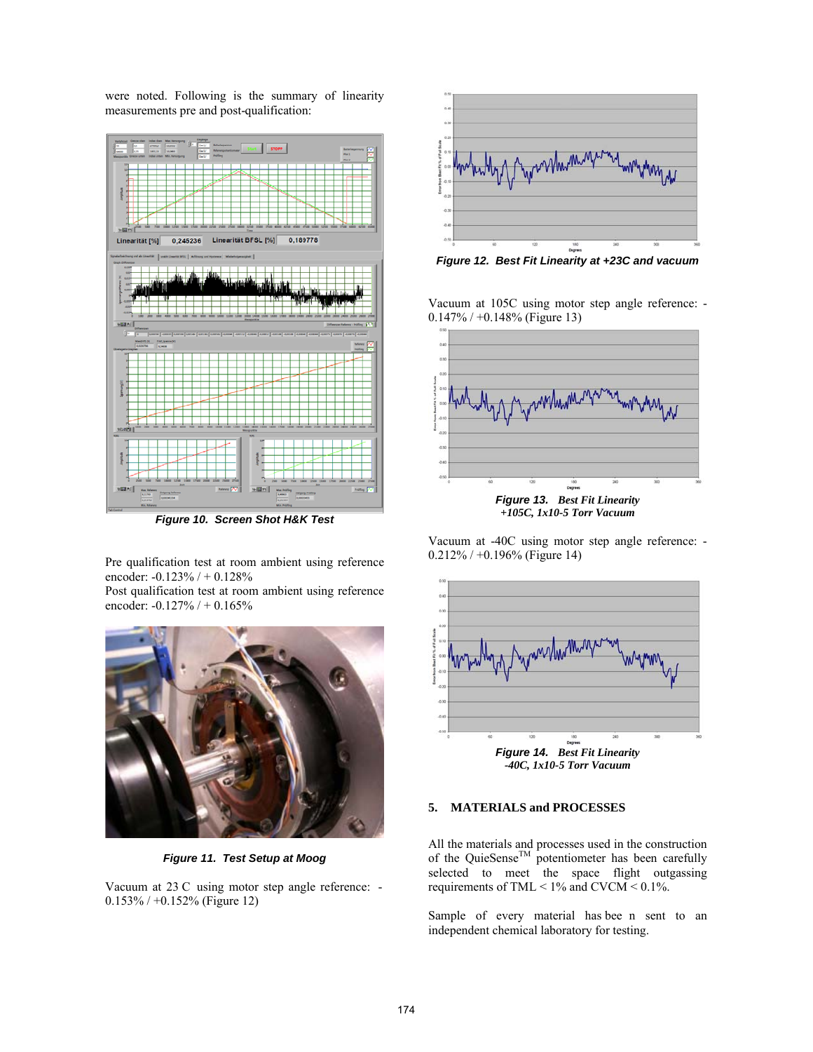were noted. Following is the summary of linearity measurements pre and post-qualification:

*Figure 10. Screen Shot H&K Test*

Pre qualification test at room ambient using reference encoder: -0.123% / + 0.128%

Post qualification test at room ambient using reference encoder: -0.127% / + 0.165%

*Figure 11. Test Setup at Moog*

Vacuum at 23 C using motor step angle reference: -0.153% / +0.152% (Figure 12)

*Figure 12. Best Fit Linearity at +23C and vacuum*

Vacuum at 105C using motor step angle reference: -0.147% / +0.148% (Figure 13)

*Figure 13. Best Fit Linearity +105C, 1x10-5 Torr Vacuum*

Vacuum at -40C using motor step angle reference: -0.212% / +0.196% (Figure 14)

*Figure 14. Best Fit Linearity -40C, 1x10-5 Torr Vacuum*

## 5. MATERIALS and PROCESSES

All the materials and processes used in the construction of the QuieSense[TM] potentiometer has been carefully selected to meet the space flight outgassing requirements of TML < 1% and CVCM < 0.1%.

Sample of every material has bee n sent to an independent chemical laboratory for testing.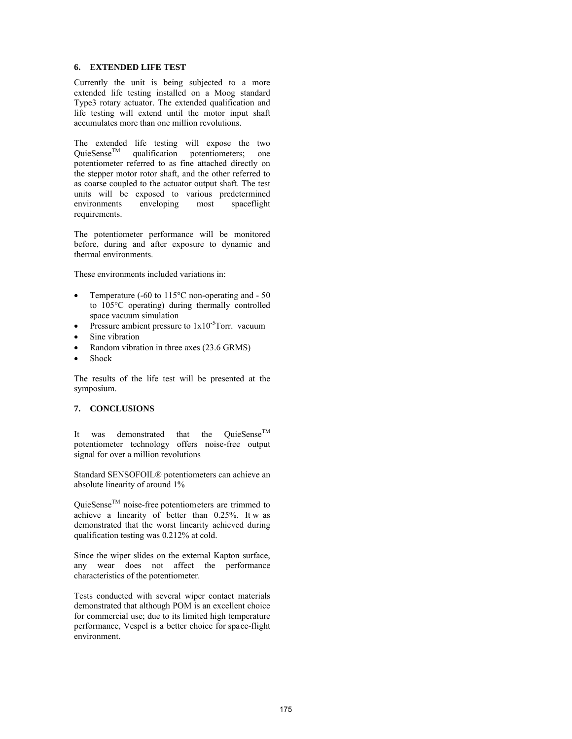## 6. EXTENDED LIFE TEST

Currently the unit is being subjected to a more extended life testing installed on a Moog standard Type3 rotary actuator. The extended qualification and life testing will extend until the motor input shaft accumulates more than one million revolutions.

The extended life testing will expose the two QuieSense™ qualification potentiometers; one potentiometer referred to as fine attached directly on the stepper motor rotor shaft, and the other referred to as coarse coupled to the actuator output shaft. The test units will be exposed to various predetermined environments enveloping most spaceflight requirements.

The potentiometer performance will be monitored before, during and after exposure to dynamic and thermal environments.

These environments included variations in:

- Temperature (-60 to 115°C non-operating and - 50 to 105°C operating) during thermally controlled space vacuum simulation
- Pressure ambient pressure to $1 \times 10^{-5}$ Torr. vacuum
- Sine vibration
- Random vibration in three axes (23.6 GRMS)
- Shock

The results of the life test will be presented at the symposium.

## 7. CONCLUSIONS

It was demonstrated that the QuieSense™ potentiometer technology offers noise-free output signal for over a million revolutions

Standard SENSOFOIL® potentiometers can achieve an absolute linearity of around 1%

QuieSense™ noise-free potentiometers are trimmed to achieve a linearity of better than 0.25%. It was demonstrated that the worst linearity achieved during qualification testing was 0.212% at cold.

Since the wiper slides on the external Kapton surface, any wear does not affect the performance characteristics of the potentiometer.

Tests conducted with several wiper contact materials demonstrated that although POM is an excellent choice for commercial use; due to its limited high temperature performance, Vespel is a better choice for space-flight environment.